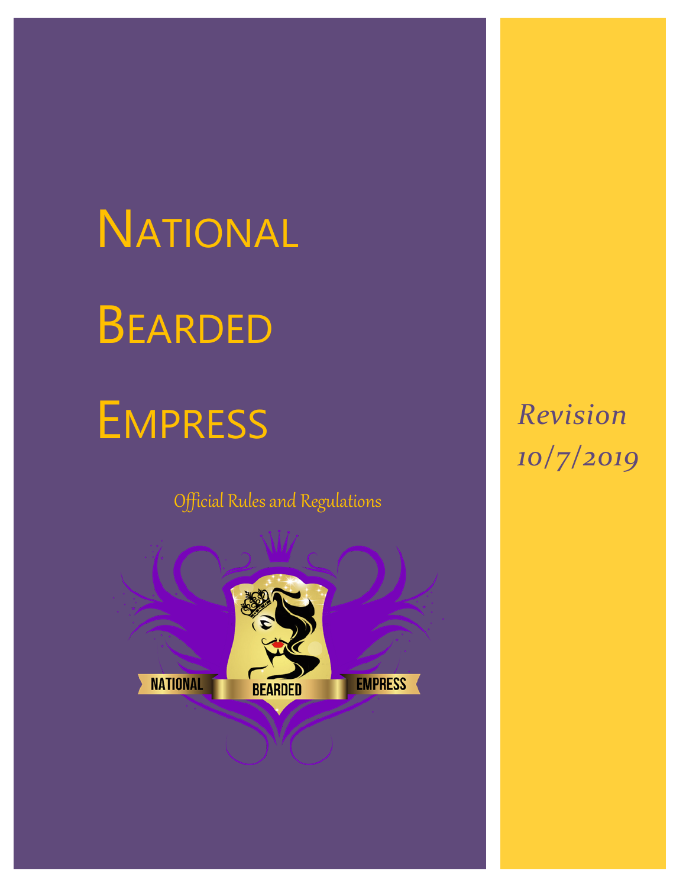# National Bearded Empress

Official Rules and Regulations

*Revision 10/7/2019*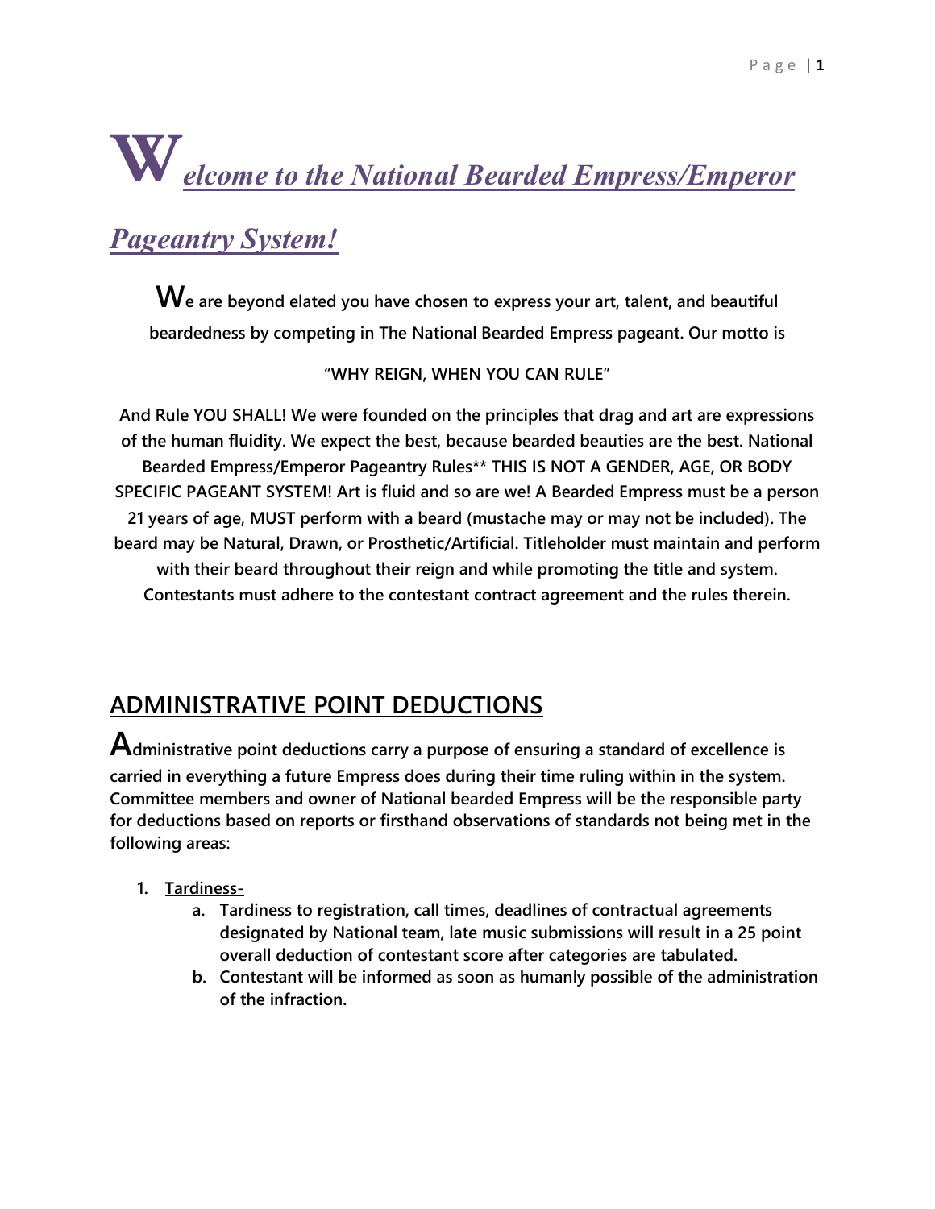# Welcome to the National Bearded Empress/Emperor Pageantry System!

**We are beyond elated you have chosen to express your art, talent, and beautiful beardedness by competing in The National Bearded Empress pageant. Our motto is**

**"WHY REIGN, WHEN YOU CAN RULE"**

**And Rule YOU SHALL! We were founded on the principles that drag and art are expressions of the human fluidity. We expect the best, because bearded beauties are the best. National Bearded Empress/Emperor Pageantry Rules** THIS IS NOT A GENDER, AGE, OR BODY SPECIFIC PAGEANT SYSTEM! Art is fluid and so are we! A Bearded Empress must be a person 21 years of age, MUST perform with a beard (mustache may or may not be included). The beard may be Natural, Drawn, or Prosthetic/Artificial. Titleholder must maintain and perform with their beard throughout their reign and while promoting the title and system. Contestants must adhere to the contestant contract agreement and the rules therein.**

## ADMINISTRATIVE POINT DEDUCTIONS

**Administrative point deductions carry a purpose of ensuring a standard of excellence is carried in everything a future Empress does during their time ruling within in the system. Committee members and owner of National bearded Empress will be the responsible party for deductions based on reports or firsthand observations of standards not being met in the following areas:**

1. **Tardiness-**
   a. **Tardiness to registration, call times, deadlines of contractual agreements designated by National team, late music submissions will result in a 25 point overall deduction of contestant score after categories are tabulated.**
   b. **Contestant will be informed as soon as humanly possible of the administration of the infraction.**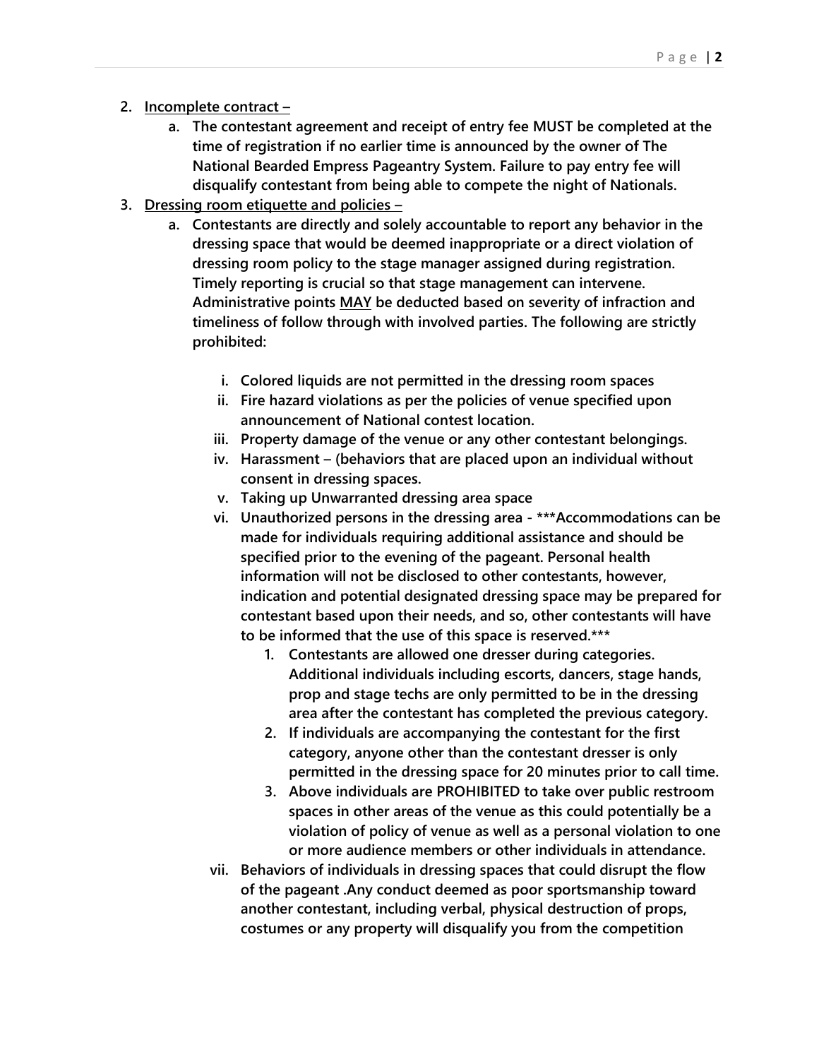2. **<u>Incomplete contract –</u>**
    a. **The contestant agreement and receipt of entry fee MUST be completed at the time of registration if no earlier time is announced by the owner of The National Bearded Empress Pageantry System. Failure to pay entry fee will disqualify contestant from being able to compete the night of Nationals.**
3. **<u>Dressing room etiquette and policies –</u>**
    a. **Contestants are directly and solely accountable to report any behavior in the dressing space that would be deemed inappropriate or a direct violation of dressing room policy to the stage manager assigned during registration. Timely reporting is crucial so that stage management can intervene. Administrative points <u>MAY</u> be deducted based on severity of infraction and timeliness of follow through with involved parties. The following are strictly prohibited:**

        i. **Colored liquids are not permitted in the dressing room spaces**
        ii. **Fire hazard violations as per the policies of venue specified upon announcement of National contest location.**
        iii. **Property damage of the venue or any other contestant belongings.**
        iv. **Harassment – (behaviors that are placed upon an individual without consent in dressing spaces.**
        v. **Taking up Unwarranted dressing area space**
        vi. **Unauthorized persons in the dressing area - \*\*\*Accommodations can be made for individuals requiring additional assistance and should be specified prior to the evening of the pageant. Personal health information will not be disclosed to other contestants, however, indication and potential designated dressing space may be prepared for contestant based upon their needs, and so, other contestants will have to be informed that the use of this space is reserved.\*\*\***
            1. **Contestants are allowed one dresser during categories. Additional individuals including escorts, dancers, stage hands, prop and stage techs are only permitted to be in the dressing area after the contestant has completed the previous category.**
            2. **If individuals are accompanying the contestant for the first category, anyone other than the contestant dresser is only permitted in the dressing space for 20 minutes prior to call time.**
            3. **Above individuals are PROHIBITED to take over public restroom spaces in other areas of the venue as this could potentially be a violation of policy of venue as well as a personal violation to one or more audience members or other individuals in attendance.**
        vii. **Behaviors of individuals in dressing spaces that could disrupt the flow of the pageant .Any conduct deemed as poor sportsmanship toward another contestant, including verbal, physical destruction of props, costumes or any property will disqualify you from the competition**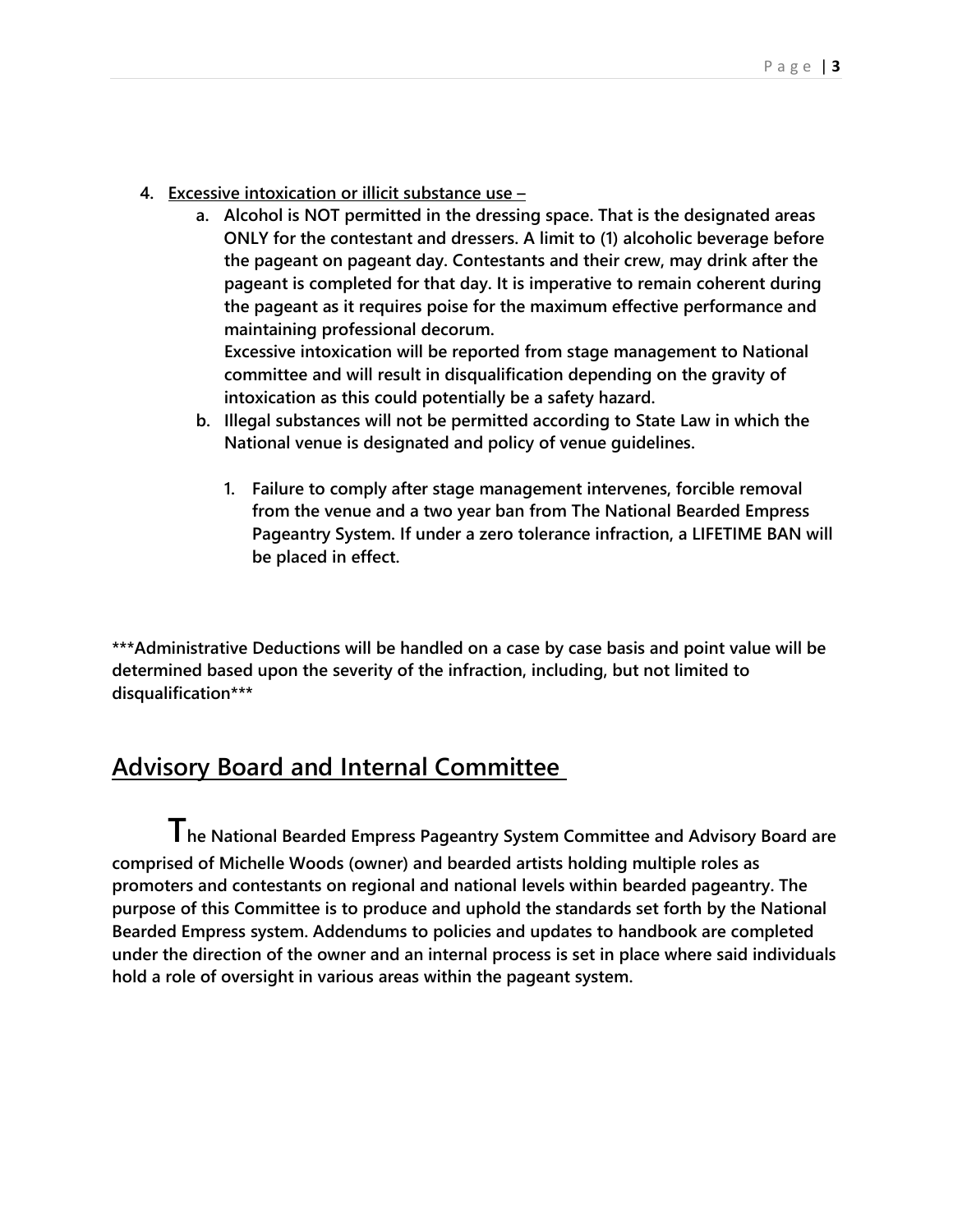4. **Excessive intoxication or illicit substance use –**
    a. **Alcohol is NOT permitted in the dressing space. That is the designated areas ONLY for the contestant and dressers. A limit to (1) alcoholic beverage before the pageant on pageant day. Contestants and their crew, may drink after the pageant is completed for that day. It is imperative to remain coherent during the pageant as it requires poise for the maximum effective performance and maintaining professional decorum.**
    **Excessive intoxication will be reported from stage management to National committee and will result in disqualification depending on the gravity of intoxication as this could potentially be a safety hazard.**
    b. **Illegal substances will not be permitted according to State Law in which the National venue is designated and policy of venue guidelines.**
        1. **Failure to comply after stage management intervenes, forcible removal from the venue and a two year ban from The National Bearded Empress Pageantry System. If under a zero tolerance infraction, a LIFETIME BAN will be placed in effect.**

**\*\*\*Administrative Deductions will be handled on a case by case basis and point value will be determined based upon the severity of the infraction, including, but not limited to disqualification\*\*\***

## Advisory Board and Internal Committee

**The National Bearded Empress Pageantry System Committee and Advisory Board are comprised of Michelle Woods (owner) and bearded artists holding multiple roles as promoters and contestants on regional and national levels within bearded pageantry. The purpose of this Committee is to produce and uphold the standards set forth by the National Bearded Empress system. Addendums to policies and updates to handbook are completed under the direction of the owner and an internal process is set in place where said individuals hold a role of oversight in various areas within the pageant system.**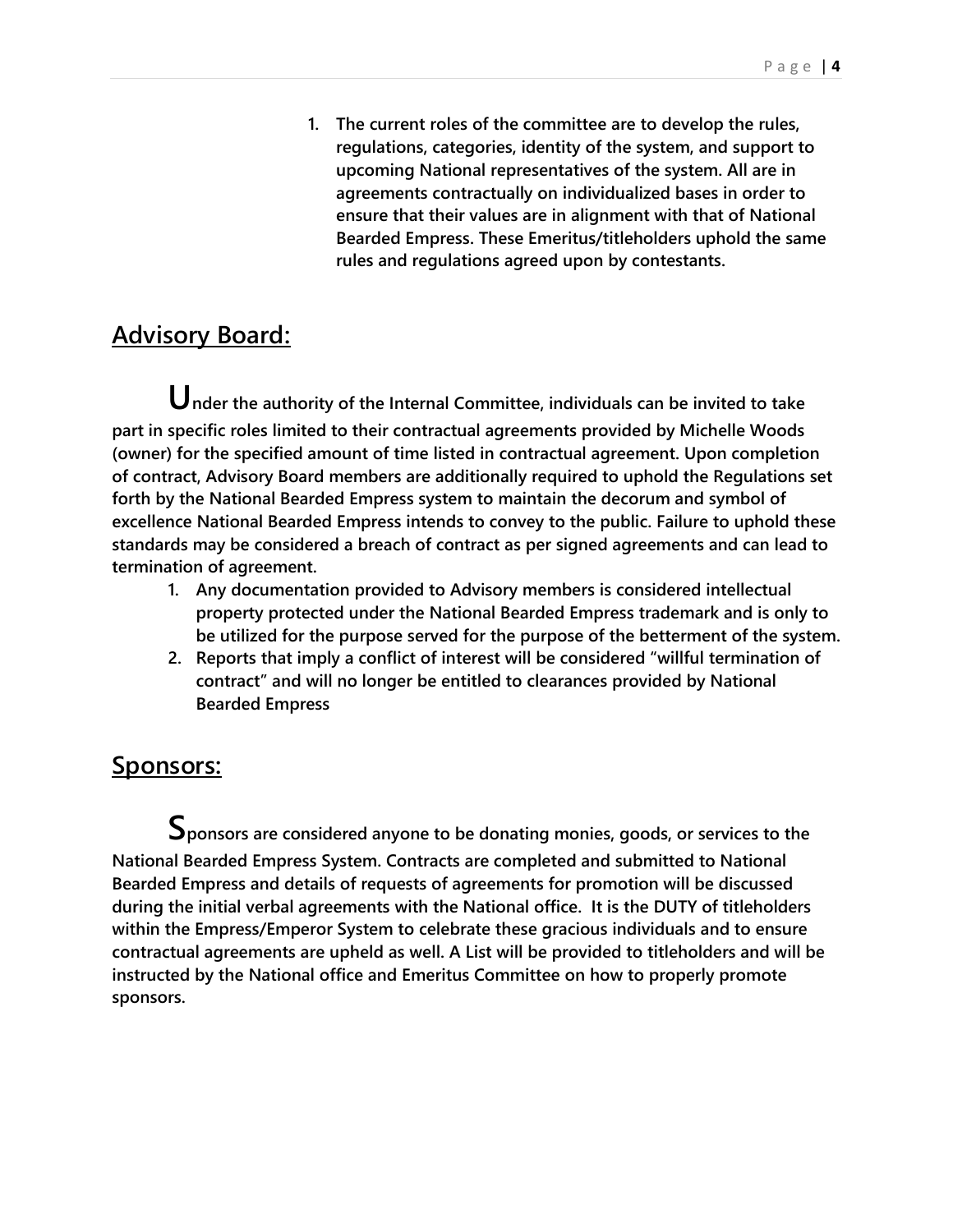1. **The current roles of the committee are to develop the rules, regulations, categories, identity of the system, and support to upcoming National representatives of the system. All are in agreements contractually on individualized bases in order to ensure that their values are in alignment with that of National Bearded Empress. These Emeritus/titleholders uphold the same rules and regulations agreed upon by contestants.**

## Advisory Board:

**Under the authority of the Internal Committee, individuals can be invited to take part in specific roles limited to their contractual agreements provided by Michelle Woods (owner) for the specified amount of time listed in contractual agreement. Upon completion of contract, Advisory Board members are additionally required to uphold the Regulations set forth by the National Bearded Empress system to maintain the decorum and symbol of excellence National Bearded Empress intends to convey to the public. Failure to uphold these standards may be considered a breach of contract as per signed agreements and can lead to termination of agreement.**

1. **Any documentation provided to Advisory members is considered intellectual property protected under the National Bearded Empress trademark and is only to be utilized for the purpose served for the purpose of the betterment of the system.**
2. **Reports that imply a conflict of interest will be considered "willful termination of contract" and will no longer be entitled to clearances provided by National Bearded Empress**

## Sponsors:

**Sponsors are considered anyone to be donating monies, goods, or services to the National Bearded Empress System. Contracts are completed and submitted to National Bearded Empress and details of requests of agreements for promotion will be discussed during the initial verbal agreements with the National office. It is the DUTY of titleholders within the Empress/Emperor System to celebrate these gracious individuals and to ensure contractual agreements are upheld as well. A List will be provided to titleholders and will be instructed by the National office and Emeritus Committee on how to properly promote sponsors.**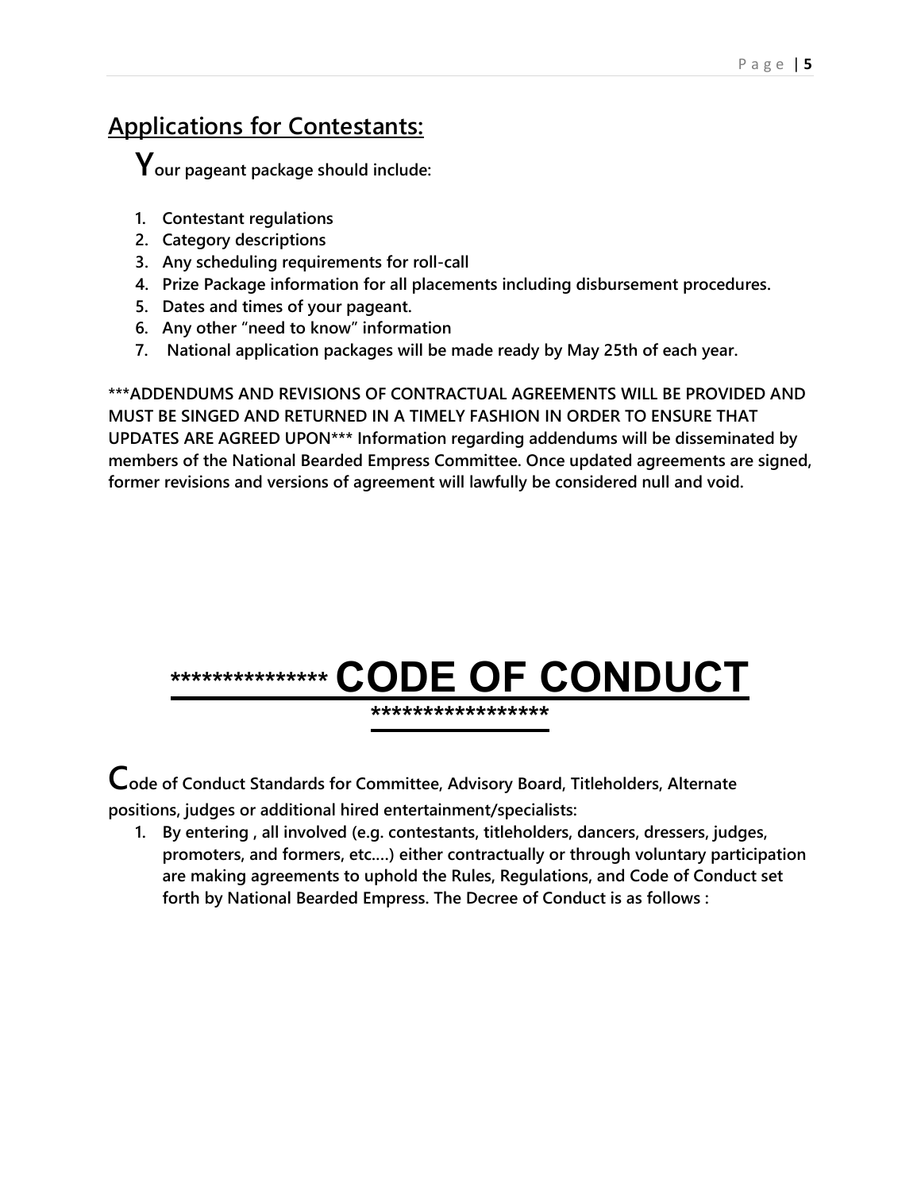## Applications for Contestants:

**Your pageant package should include:**

1. **Contestant regulations**
2. **Category descriptions**
3. **Any scheduling requirements for roll-call**
4. **Prize Package information for all placements including disbursement procedures.**
5. **Dates and times of your pageant.**
6. **Any other "need to know" information**
7. **National application packages will be made ready by May 25th of each year.**

**\*\*\*ADDENDUMS AND REVISIONS OF CONTRACTUAL AGREEMENTS WILL BE PROVIDED AND MUST BE SINGED AND RETURNED IN A TIMELY FASHION IN ORDER TO ENSURE THAT UPDATES ARE AGREED UPON\*\*\* Information regarding addendums will be disseminated by members of the National Bearded Empress Committee. Once updated agreements are signed, former revisions and versions of agreement will lawfully be considered null and void.**

# *************** CODE OF CONDUCT *****************

**Code of Conduct Standards for Committee, Advisory Board, Titleholders, Alternate positions, judges or additional hired entertainment/specialists:**

1. **By entering , all involved (e.g. contestants, titleholders, dancers, dressers, judges, promoters, and formers, etc.…) either contractually or through voluntary participation are making agreements to uphold the Rules, Regulations, and Code of Conduct set forth by National Bearded Empress. The Decree of Conduct is as follows :**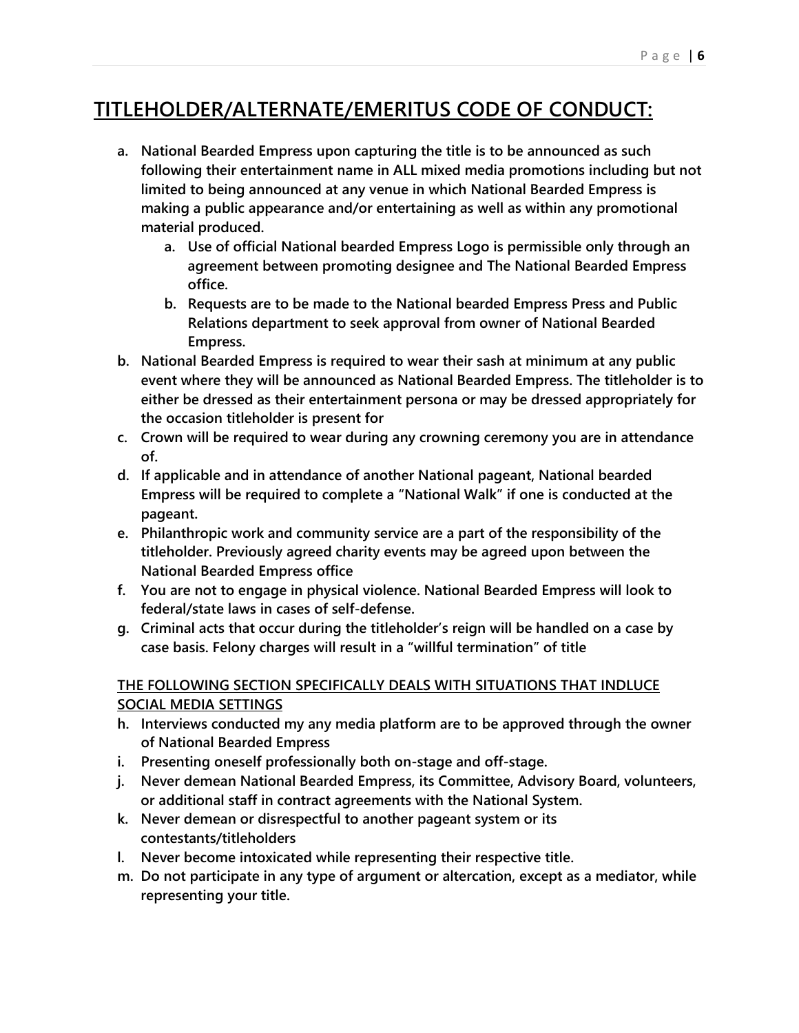# TITLEHOLDER/ALTERNATE/EMERITUS CODE OF CONDUCT:

a. **National Bearded Empress upon capturing the title is to be announced as such following their entertainment name in ALL mixed media promotions including but not limited to being announced at any venue in which National Bearded Empress is making a public appearance and/or entertaining as well as within any promotional material produced.**
   a. **Use of official National bearded Empress Logo is permissible only through an agreement between promoting designee and The National Bearded Empress office.**
   b. **Requests are to be made to the National bearded Empress Press and Public Relations department to seek approval from owner of National Bearded Empress.**

b. **National Bearded Empress is required to wear their sash at minimum at any public event where they will be announced as National Bearded Empress. The titleholder is to either be dressed as their entertainment persona or may be dressed appropriately for the occasion titleholder is present for**

c. **Crown will be required to wear during any crowning ceremony you are in attendance of.**

d. **If applicable and in attendance of another National pageant, National bearded Empress will be required to complete a "National Walk" if one is conducted at the pageant.**

e. **Philanthropic work and community service are a part of the responsibility of the titleholder. Previously agreed charity events may be agreed upon between the National Bearded Empress office**

f. **You are not to engage in physical violence. National Bearded Empress will look to federal/state laws in cases of self-defense.**

g. **Criminal acts that occur during the titleholder's reign will be handled on a case by case basis. Felony charges will result in a "willful termination" of title**

**<u>THE FOLLOWING SECTION SPECIFICALLY DEALS WITH SITUATIONS THAT INDLUCE SOCIAL MEDIA SETTINGS</u>**

h. **Interviews conducted my any media platform are to be approved through the owner of National Bearded Empress**

i. **Presenting oneself professionally both on-stage and off-stage.**

j. **Never demean National Bearded Empress, its Committee, Advisory Board, volunteers, or additional staff in contract agreements with the National System.**

k. **Never demean or disrespectful to another pageant system or its contestants/titleholders**

l. **Never become intoxicated while representing their respective title.**

m. **Do not participate in any type of argument or altercation, except as a mediator, while representing your title.**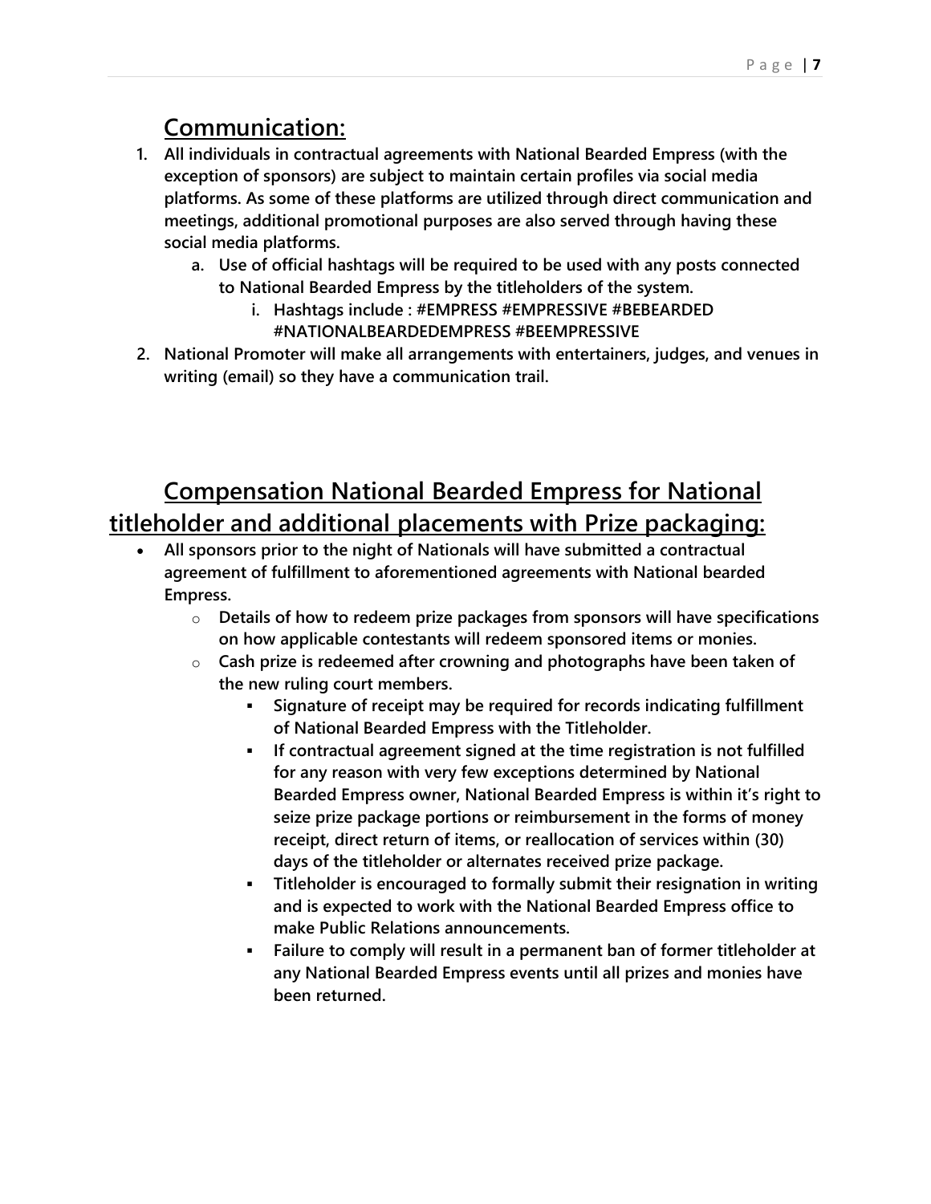## Communication:

1. **All individuals in contractual agreements with National Bearded Empress (with the exception of sponsors) are subject to maintain certain profiles via social media platforms. As some of these platforms are utilized through direct communication and meetings, additional promotional purposes are also served through having these social media platforms.**
    a. **Use of official hashtags will be required to be used with any posts connected to National Bearded Empress by the titleholders of the system.**
        i. **Hashtags include : #EMPRESS #EMPRESSIVE #BEBEARDED #NATIONALBEARDEDEMPRESS #BEEMPRESSIVE**
2. **National Promoter will make all arrangements with entertainers, judges, and venues in writing (email) so they have a communication trail.**

## Compensation National Bearded Empress for National titleholder and additional placements with Prize packaging:

- **All sponsors prior to the night of Nationals will have submitted a contractual agreement of fulfillment to aforementioned agreements with National bearded Empress.**
    - **Details of how to redeem prize packages from sponsors will have specifications on how applicable contestants will redeem sponsored items or monies.**
    - **Cash prize is redeemed after crowning and photographs have been taken of the new ruling court members.**
        - **Signature of receipt may be required for records indicating fulfillment of National Bearded Empress with the Titleholder.**
        - **If contractual agreement signed at the time registration is not fulfilled for any reason with very few exceptions determined by National Bearded Empress owner, National Bearded Empress is within it's right to seize prize package portions or reimbursement in the forms of money receipt, direct return of items, or reallocation of services within (30) days of the titleholder or alternates received prize package.**
        - **Titleholder is encouraged to formally submit their resignation in writing and is expected to work with the National Bearded Empress office to make Public Relations announcements.**
        - **Failure to comply will result in a permanent ban of former titleholder at any National Bearded Empress events until all prizes and monies have been returned.**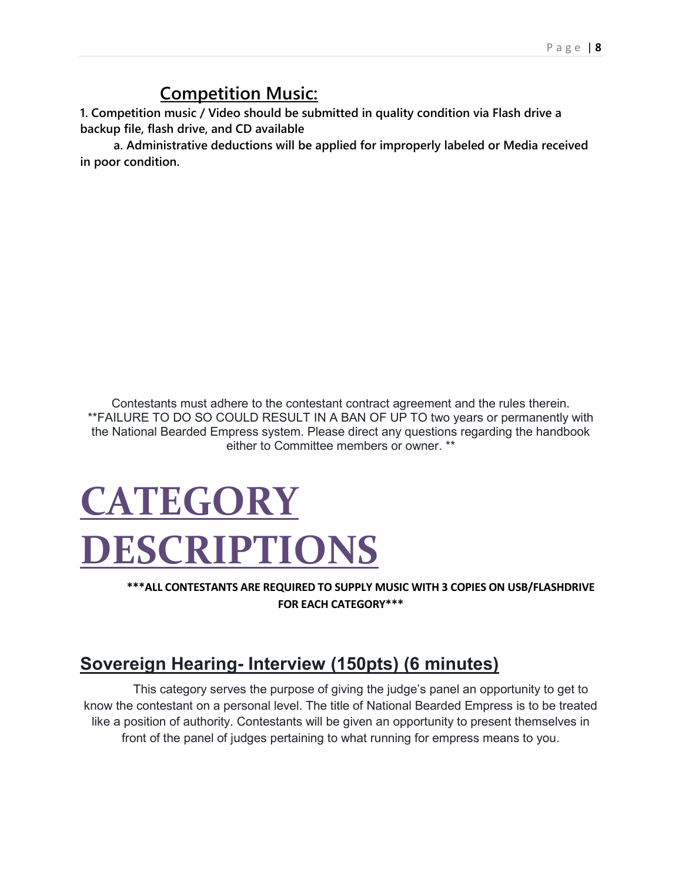## Competition Music:

**1. Competition music / Video should be submitted in quality condition via Flash drive a backup file, flash drive, and CD available**

**a. Administrative deductions will be applied for improperly labeled or Media received in poor condition.**

Contestants must adhere to the contestant contract agreement and the rules therein. **FAILURE TO DO SO COULD RESULT IN A BAN OF UP TO two years or permanently with the National Bearded Empress system. Please direct any questions regarding the handbook either to Committee members or owner. **

# CATEGORY DESCRIPTIONS

**\*\*\*ALL CONTESTANTS ARE REQUIRED TO SUPPLY MUSIC WITH 3 COPIES ON USB/FLASHDRIVE FOR EACH CATEGORY\*\*\***

## Sovereign Hearing- Interview (150pts) (6 minutes)

This category serves the purpose of giving the judge's panel an opportunity to get to know the contestant on a personal level. The title of National Bearded Empress is to be treated like a position of authority. Contestants will be given an opportunity to present themselves in front of the panel of judges pertaining to what running for empress means to you.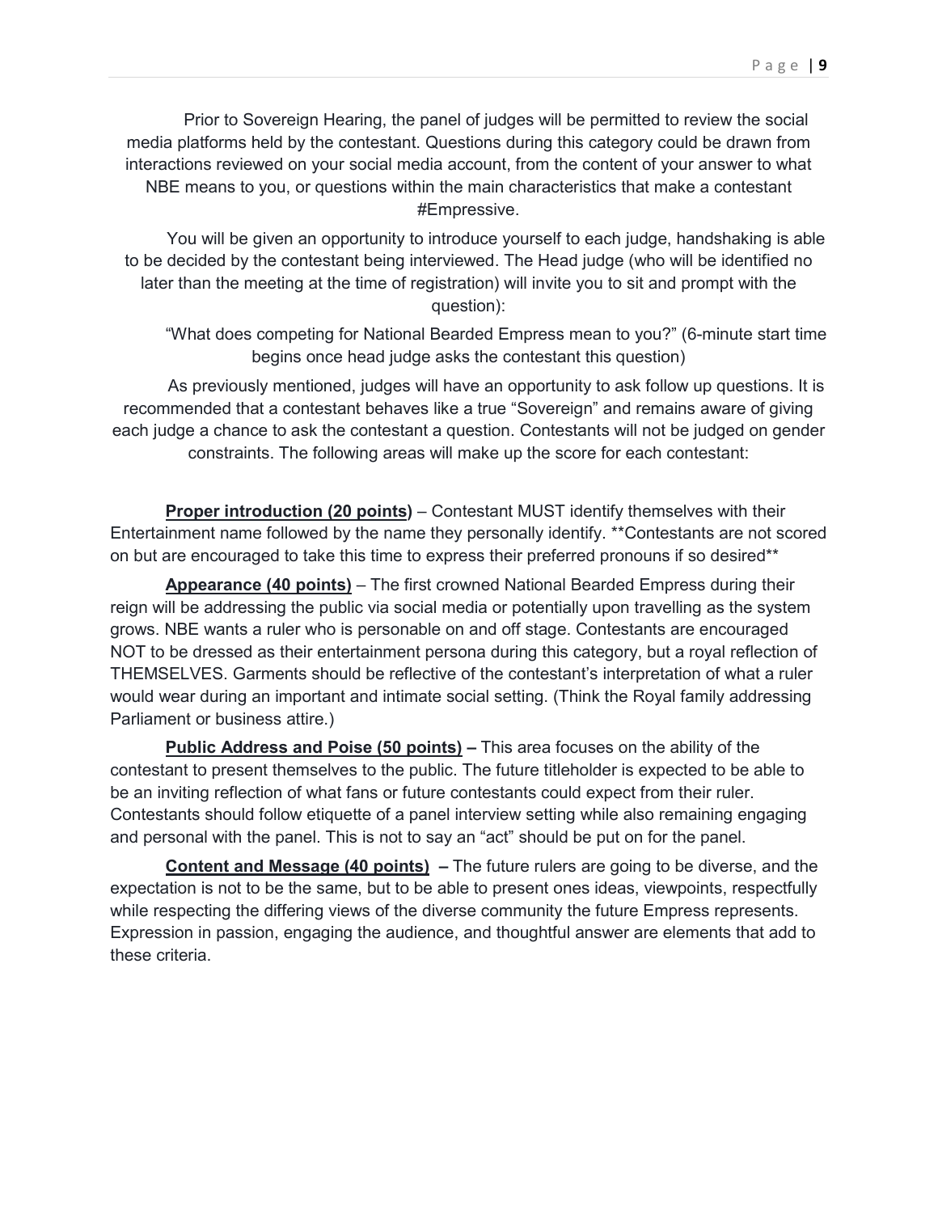Prior to Sovereign Hearing, the panel of judges will be permitted to review the social media platforms held by the contestant. Questions during this category could be drawn from interactions reviewed on your social media account, from the content of your answer to what NBE means to you, or questions within the main characteristics that make a contestant #Empressive.

You will be given an opportunity to introduce yourself to each judge, handshaking is able to be decided by the contestant being interviewed. The Head judge (who will be identified no later than the meeting at the time of registration) will invite you to sit and prompt with the question):

"What does competing for National Bearded Empress mean to you?" (6-minute start time begins once head judge asks the contestant this question)

As previously mentioned, judges will have an opportunity to ask follow up questions. It is recommended that a contestant behaves like a true "Sovereign" and remains aware of giving each judge a chance to ask the contestant a question. Contestants will not be judged on gender constraints. The following areas will make up the score for each contestant:

**Proper introduction (20 points)** – Contestant MUST identify themselves with their Entertainment name followed by the name they personally identify. **Contestants are not scored on but are encouraged to take this time to express their preferred pronouns if so desired**

**Appearance (40 points)** – The first crowned National Bearded Empress during their reign will be addressing the public via social media or potentially upon travelling as the system grows. NBE wants a ruler who is personable on and off stage. Contestants are encouraged NOT to be dressed as their entertainment persona during this category, but a royal reflection of THEMSELVES. Garments should be reflective of the contestant's interpretation of what a ruler would wear during an important and intimate social setting. (Think the Royal family addressing Parliament or business attire.)

**Public Address and Poise (50 points) –** This area focuses on the ability of the contestant to present themselves to the public. The future titleholder is expected to be able to be an inviting reflection of what fans or future contestants could expect from their ruler. Contestants should follow etiquette of a panel interview setting while also remaining engaging and personal with the panel. This is not to say an "act" should be put on for the panel.

**Content and Message (40 points) –** The future rulers are going to be diverse, and the expectation is not to be the same, but to be able to present ones ideas, viewpoints, respectfully while respecting the differing views of the diverse community the future Empress represents. Expression in passion, engaging the audience, and thoughtful answer are elements that add to these criteria.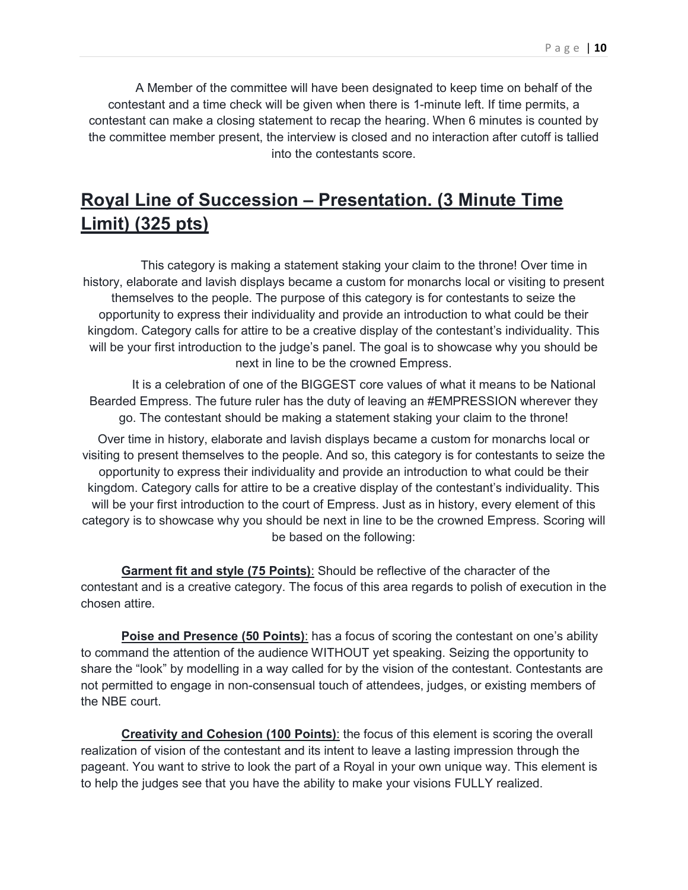A Member of the committee will have been designated to keep time on behalf of the contestant and a time check will be given when there is 1-minute left. If time permits, a contestant can make a closing statement to recap the hearing. When 6 minutes is counted by the committee member present, the interview is closed and no interaction after cutoff is tallied into the contestants score.

## Royal Line of Succession – Presentation. (3 Minute Time Limit) (325 pts)

This category is making a statement staking your claim to the throne! Over time in history, elaborate and lavish displays became a custom for monarchs local or visiting to present themselves to the people. The purpose of this category is for contestants to seize the opportunity to express their individuality and provide an introduction to what could be their kingdom. Category calls for attire to be a creative display of the contestant's individuality. This will be your first introduction to the judge's panel. The goal is to showcase why you should be next in line to be the crowned Empress.

It is a celebration of one of the BIGGEST core values of what it means to be National Bearded Empress. The future ruler has the duty of leaving an #EMPRESSION wherever they go. The contestant should be making a statement staking your claim to the throne!

Over time in history, elaborate and lavish displays became a custom for monarchs local or visiting to present themselves to the people. And so, this category is for contestants to seize the opportunity to express their individuality and provide an introduction to what could be their kingdom. Category calls for attire to be a creative display of the contestant's individuality. This will be your first introduction to the court of Empress. Just as in history, every element of this category is to showcase why you should be next in line to be the crowned Empress. Scoring will be based on the following:

**Garment fit and style (75 Points)**: Should be reflective of the character of the contestant and is a creative category. The focus of this area regards to polish of execution in the chosen attire.

**Poise and Presence (50 Points)**: has a focus of scoring the contestant on one's ability to command the attention of the audience WITHOUT yet speaking. Seizing the opportunity to share the "look" by modelling in a way called for by the vision of the contestant. Contestants are not permitted to engage in non-consensual touch of attendees, judges, or existing members of the NBE court.

**Creativity and Cohesion (100 Points)**: the focus of this element is scoring the overall realization of vision of the contestant and its intent to leave a lasting impression through the pageant. You want to strive to look the part of a Royal in your own unique way. This element is to help the judges see that you have the ability to make your visions FULLY realized.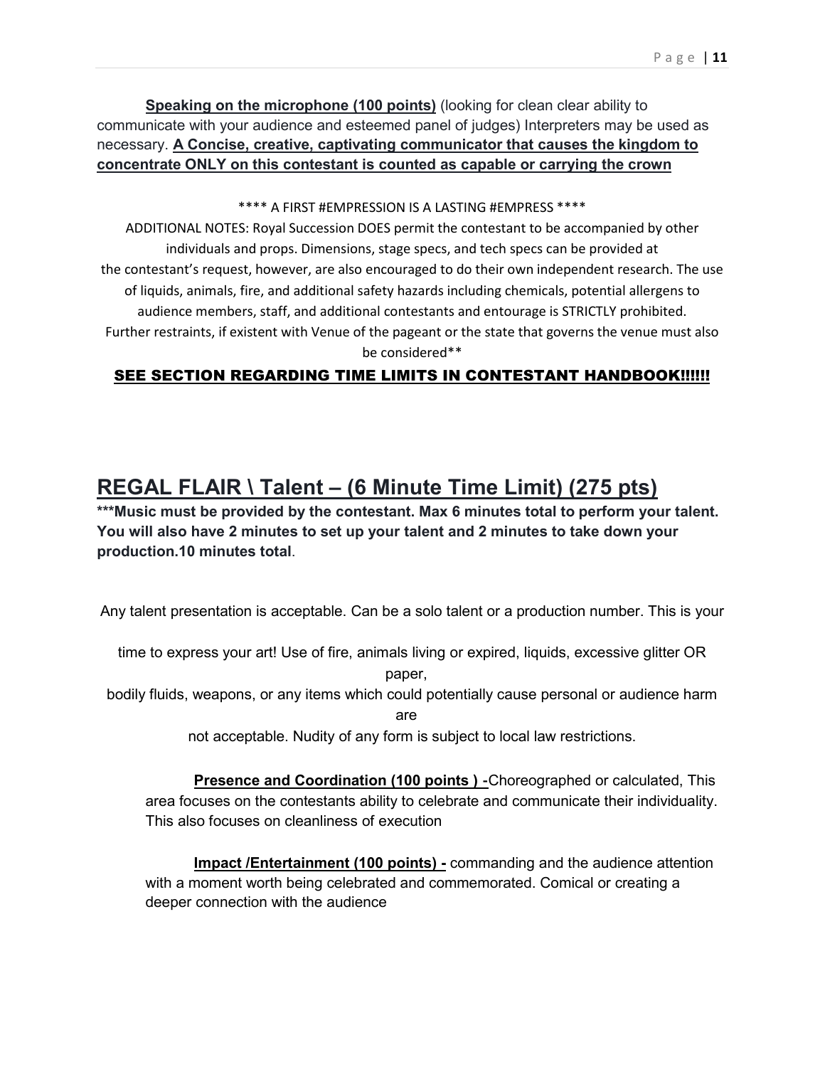**<u>Speaking on the microphone (100 points)</u>** (looking for clean clear ability to communicate with your audience and esteemed panel of judges) Interpreters may be used as necessary. **<u>A Concise, creative, captivating communicator that causes the kingdom to concentrate ONLY on this contestant is counted as capable or carrying the crown</u>**

**** A FIRST #EMPRESSION IS A LASTING #EMPRESS ****

ADDITIONAL NOTES: Royal Succession DOES permit the contestant to be accompanied by other individuals and props. Dimensions, stage specs, and tech specs can be provided at the contestant's request, however, are also encouraged to do their own independent research. The use of liquids, animals, fire, and additional safety hazards including chemicals, potential allergens to audience members, staff, and additional contestants and entourage is STRICTLY prohibited. Further restraints, if existent with Venue of the pageant or the state that governs the venue must also be considered**

**<u>SEE SECTION REGARDING TIME LIMITS IN CONTESTANT HANDBOOK!!!!!!</u>**

## <u>REGAL FLAIR \ Talent – (6 Minute Time Limit) (275 pts)</u>

*****Music must be provided by the contestant. Max 6 minutes total to perform your talent. You will also have 2 minutes to set up your talent and 2 minutes to take down your production.10 minutes total**.

Any talent presentation is acceptable. Can be a solo talent or a production number. This is your time to express your art! Use of fire, animals living or expired, liquids, excessive glitter OR paper, bodily fluids, weapons, or any items which could potentially cause personal or audience harm are not acceptable. Nudity of any form is subject to local law restrictions.

**<u>Presence and Coordination (100 points ) -</u>**Choreographed or calculated, This area focuses on the contestants ability to celebrate and communicate their individuality. This also focuses on cleanliness of execution

**<u>Impact /Entertainment (100 points) -</u>** commanding and the audience attention with a moment worth being celebrated and commemorated. Comical or creating a deeper connection with the audience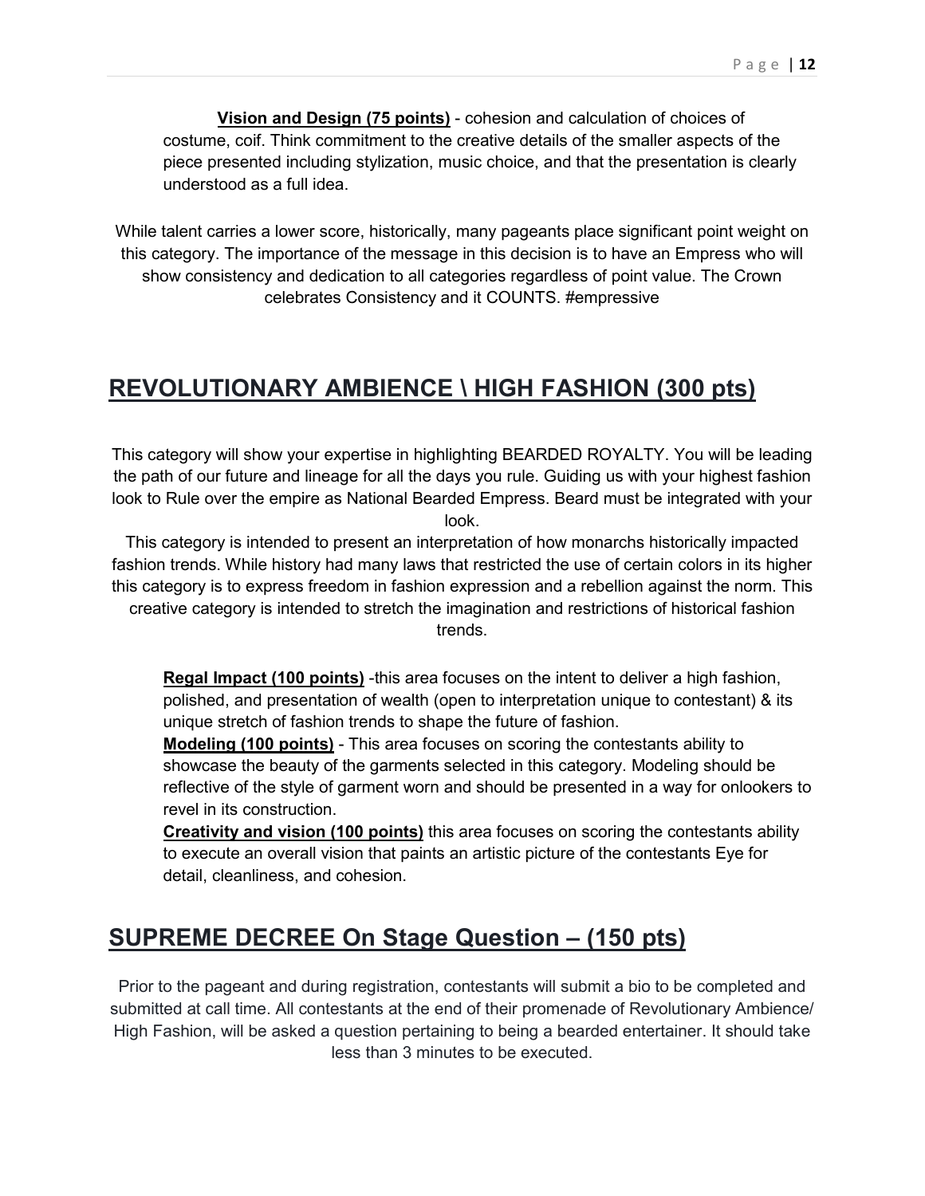**Vision and Design (75 points)** - cohesion and calculation of choices of costume, coif. Think commitment to the creative details of the smaller aspects of the piece presented including stylization, music choice, and that the presentation is clearly understood as a full idea.

While talent carries a lower score, historically, many pageants place significant point weight on this category. The importance of the message in this decision is to have an Empress who will show consistency and dedication to all categories regardless of point value. The Crown celebrates Consistency and it COUNTS. #empressive

## REVOLUTIONARY AMBIENCE \ HIGH FASHION (300 pts)

This category will show your expertise in highlighting BEARDED ROYALTY. You will be leading the path of our future and lineage for all the days you rule. Guiding us with your highest fashion look to Rule over the empire as National Bearded Empress. Beard must be integrated with your look.

This category is intended to present an interpretation of how monarchs historically impacted fashion trends. While history had many laws that restricted the use of certain colors in its higher this category is to express freedom in fashion expression and a rebellion against the norm. This creative category is intended to stretch the imagination and restrictions of historical fashion trends.

**Regal Impact (100 points)** -this area focuses on the intent to deliver a high fashion, polished, and presentation of wealth (open to interpretation unique to contestant) & its unique stretch of fashion trends to shape the future of fashion.

**Modeling (100 points)** - This area focuses on scoring the contestants ability to showcase the beauty of the garments selected in this category. Modeling should be reflective of the style of garment worn and should be presented in a way for onlookers to revel in its construction.

**Creativity and vision (100 points)** this area focuses on scoring the contestants ability to execute an overall vision that paints an artistic picture of the contestants Eye for detail, cleanliness, and cohesion.

## SUPREME DECREE On Stage Question – (150 pts)

Prior to the pageant and during registration, contestants will submit a bio to be completed and submitted at call time. All contestants at the end of their promenade of Revolutionary Ambience/ High Fashion, will be asked a question pertaining to being a bearded entertainer. It should take less than 3 minutes to be executed.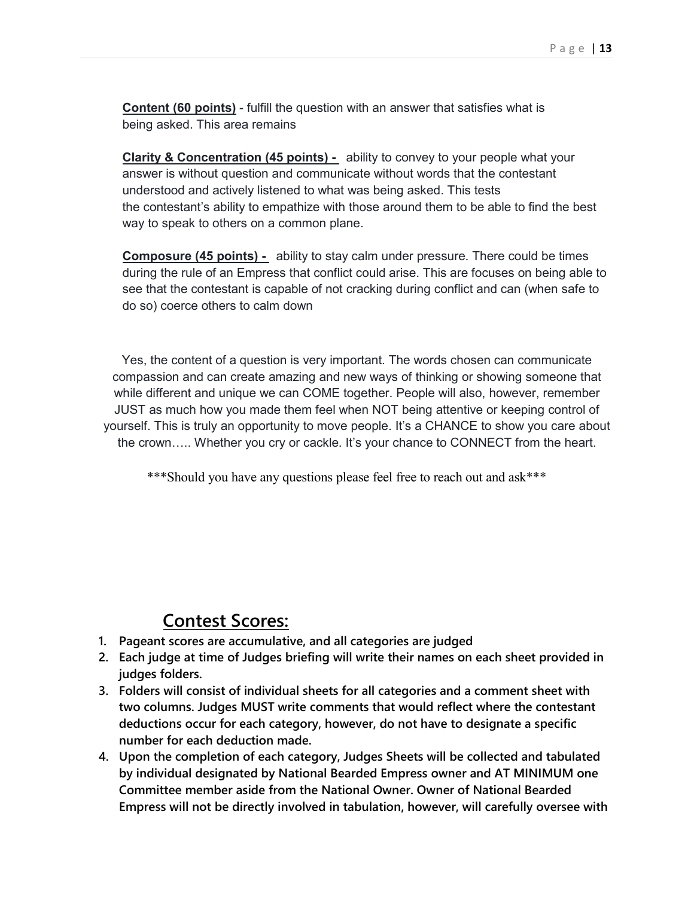**Content (60 points)** - fulfill the question with an answer that satisfies what is being asked. This area remains

**Clarity & Concentration (45 points) -** ability to convey to your people what your answer is without question and communicate without words that the contestant understood and actively listened to what was being asked. This tests the contestant's ability to empathize with those around them to be able to find the best way to speak to others on a common plane.

**Composure (45 points) -** ability to stay calm under pressure. There could be times during the rule of an Empress that conflict could arise. This are focuses on being able to see that the contestant is capable of not cracking during conflict and can (when safe to do so) coerce others to calm down

Yes, the content of a question is very important. The words chosen can communicate compassion and can create amazing and new ways of thinking or showing someone that while different and unique we can COME together. People will also, however, remember JUST as much how you made them feel when NOT being attentive or keeping control of yourself. This is truly an opportunity to move people. It's a CHANCE to show you care about the crown….. Whether you cry or cackle. It's your chance to CONNECT from the heart.

***Should you have any questions please feel free to reach out and ask***

## Contest Scores:

1. **Pageant scores are accumulative, and all categories are judged**
2. **Each judge at time of Judges briefing will write their names on each sheet provided in judges folders.**
3. **Folders will consist of individual sheets for all categories and a comment sheet with two columns. Judges MUST write comments that would reflect where the contestant deductions occur for each category, however, do not have to designate a specific number for each deduction made.**
4. **Upon the completion of each category, Judges Sheets will be collected and tabulated by individual designated by National Bearded Empress owner and AT MINIMUM one Committee member aside from the National Owner. Owner of National Bearded Empress will not be directly involved in tabulation, however, will carefully oversee with**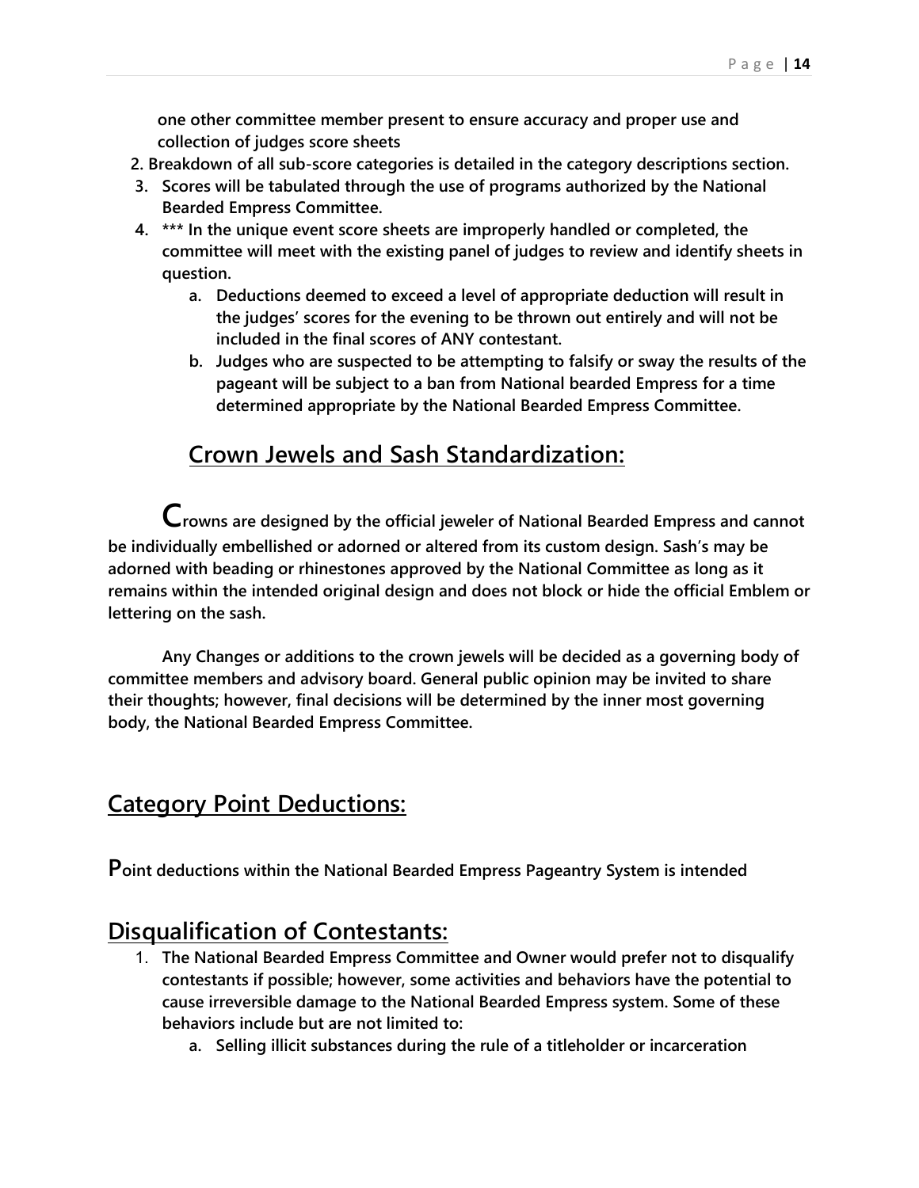one other committee member present to ensure accuracy and proper use and collection of judges score sheets

2. Breakdown of all sub-score categories is detailed in the category descriptions section.
3. Scores will be tabulated through the use of programs authorized by the National Bearded Empress Committee.
4. *** In the unique event score sheets are improperly handled or completed, the committee will meet with the existing panel of judges to review and identify sheets in question.
    a. Deductions deemed to exceed a level of appropriate deduction will result in the judges' scores for the evening to be thrown out entirely and will not be included in the final scores of ANY contestant.
    b. Judges who are suspected to be attempting to falsify or sway the results of the pageant will be subject to a ban from National bearded Empress for a time determined appropriate by the National Bearded Empress Committee.

## Crown Jewels and Sash Standardization:

**Crowns are designed by the official jeweler of National Bearded Empress and cannot be individually embellished or adorned or altered from its custom design. Sash's may be adorned with beading or rhinestones approved by the National Committee as long as it remains within the intended original design and does not block or hide the official Emblem or lettering on the sash.**

**Any Changes or additions to the crown jewels will be decided as a governing body of committee members and advisory board. General public opinion may be invited to share their thoughts; however, final decisions will be determined by the inner most governing body, the National Bearded Empress Committee.**

## Category Point Deductions:

**Point deductions within the National Bearded Empress Pageantry System is intended**

## Disqualification of Contestants:

1. The National Bearded Empress Committee and Owner would prefer not to disqualify contestants if possible; however, some activities and behaviors have the potential to cause irreversible damage to the National Bearded Empress system. Some of these behaviors include but are not limited to:
    a. Selling illicit substances during the rule of a titleholder or incarceration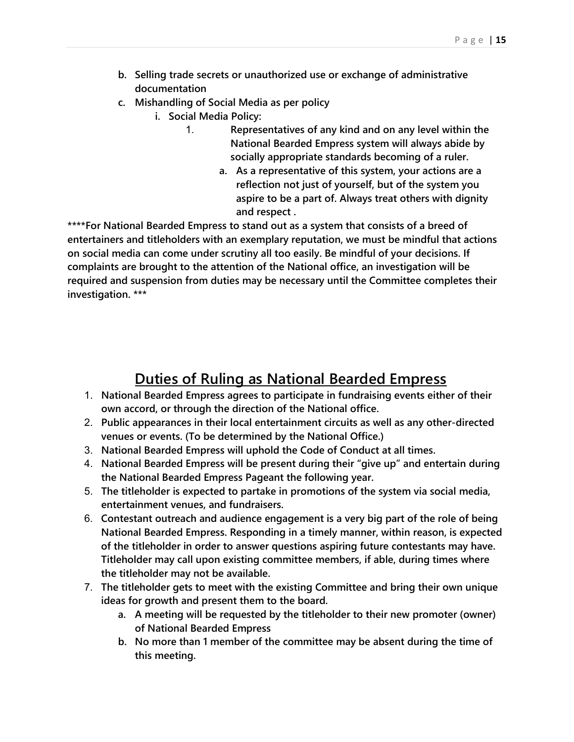b. **Selling trade secrets or unauthorized use or exchange of administrative documentation**
   c. **Mishandling of Social Media as per policy**
      i. **Social Media Policy:**
         1. **Representatives of any kind and on any level within the National Bearded Empress system will always abide by socially appropriate standards becoming of a ruler.**
            a. **As a representative of this system, your actions are a reflection not just of yourself, but of the system you aspire to be a part of. Always treat others with dignity and respect .**

**\*\*\*\*For National Bearded Empress to stand out as a system that consists of a breed of entertainers and titleholders with an exemplary reputation, we must be mindful that actions on social media can come under scrutiny all too easily. Be mindful of your decisions. If complaints are brought to the attention of the National office, an investigation will be required and suspension from duties may be necessary until the Committee completes their investigation. \*\*\***

## Duties of Ruling as National Bearded Empress

1. **National Bearded Empress agrees to participate in fundraising events either of their own accord, or through the direction of the National office.**
2. **Public appearances in their local entertainment circuits as well as any other-directed venues or events. (To be determined by the National Office.)**
3. **National Bearded Empress will uphold the Code of Conduct at all times.**
4. **National Bearded Empress will be present during their "give up" and entertain during the National Bearded Empress Pageant the following year.**
5. **The titleholder is expected to partake in promotions of the system via social media, entertainment venues, and fundraisers.**
6. **Contestant outreach and audience engagement is a very big part of the role of being National Bearded Empress. Responding in a timely manner, within reason, is expected of the titleholder in order to answer questions aspiring future contestants may have. Titleholder may call upon existing committee members, if able, during times where the titleholder may not be available.**
7. **The titleholder gets to meet with the existing Committee and bring their own unique ideas for growth and present them to the board.**
   a. **A meeting will be requested by the titleholder to their new promoter (owner) of National Bearded Empress**
   b. **No more than 1 member of the committee may be absent during the time of this meeting.**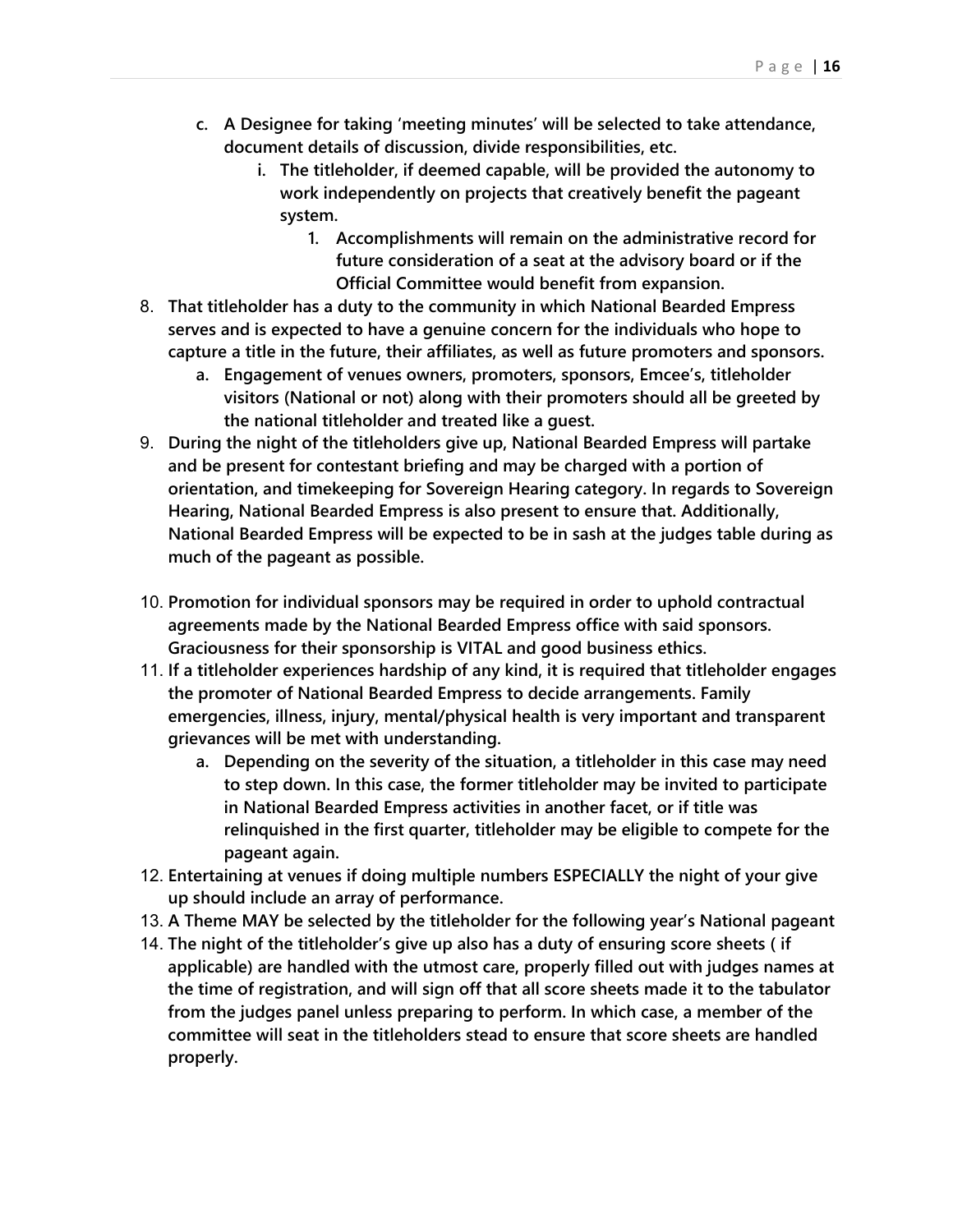c. **A Designee for taking 'meeting minutes' will be selected to take attendance, document details of discussion, divide responsibilities, etc.**
   i. **The titleholder, if deemed capable, will be provided the autonomy to work independently on projects that creatively benefit the pageant system.**
      1. **Accomplishments will remain on the administrative record for future consideration of a seat at the advisory board or if the Official Committee would benefit from expansion.**

8. **That titleholder has a duty to the community in which National Bearded Empress serves and is expected to have a genuine concern for the individuals who hope to capture a title in the future, their affiliates, as well as future promoters and sponsors.**
   a. **Engagement of venues owners, promoters, sponsors, Emcee's, titleholder visitors (National or not) along with their promoters should all be greeted by the national titleholder and treated like a guest.**
9. **During the night of the titleholders give up, National Bearded Empress will partake and be present for contestant briefing and may be charged with a portion of orientation, and timekeeping for Sovereign Hearing category. In regards to Sovereign Hearing, National Bearded Empress is also present to ensure that. Additionally, National Bearded Empress will be expected to be in sash at the judges table during as much of the pageant as possible.**

10. **Promotion for individual sponsors may be required in order to uphold contractual agreements made by the National Bearded Empress office with said sponsors. Graciousness for their sponsorship is VITAL and good business ethics.**
11. **If a titleholder experiences hardship of any kind, it is required that titleholder engages the promoter of National Bearded Empress to decide arrangements. Family emergencies, illness, injury, mental/physical health is very important and transparent grievances will be met with understanding.**
    a. **Depending on the severity of the situation, a titleholder in this case may need to step down. In this case, the former titleholder may be invited to participate in National Bearded Empress activities in another facet, or if title was relinquished in the first quarter, titleholder may be eligible to compete for the pageant again.**
12. **Entertaining at venues if doing multiple numbers ESPECIALLY the night of your give up should include an array of performance.**
13. **A Theme MAY be selected by the titleholder for the following year's National pageant**
14. **The night of the titleholder's give up also has a duty of ensuring score sheets ( if applicable) are handled with the utmost care, properly filled out with judges names at the time of registration, and will sign off that all score sheets made it to the tabulator from the judges panel unless preparing to perform. In which case, a member of the committee will seat in the titleholders stead to ensure that score sheets are handled properly.**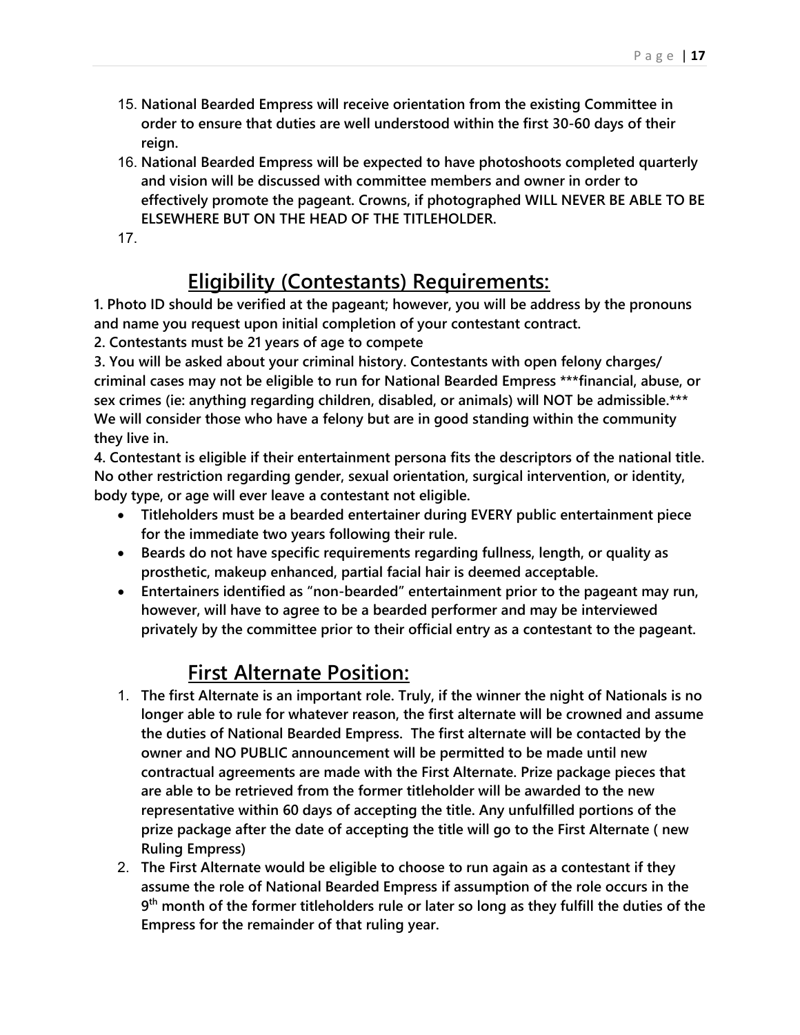15. **National Bearded Empress will receive orientation from the existing Committee in order to ensure that duties are well understood within the first 30-60 days of their reign.**
16. **National Bearded Empress will be expected to have photoshoots completed quarterly and vision will be discussed with committee members and owner in order to effectively promote the pageant. Crowns, if photographed WILL NEVER BE ABLE TO BE ELSEWHERE BUT ON THE HEAD OF THE TITLEHOLDER.**
17.

## Eligibility (Contestants) Requirements:

**1. Photo ID should be verified at the pageant; however, you will be address by the pronouns and name you request upon initial completion of your contestant contract.**

**2. Contestants must be 21 years of age to compete**

**3. You will be asked about your criminal history. Contestants with open felony charges/ criminal cases may not be eligible to run for National Bearded Empress ***financial, abuse, or sex crimes (ie: anything regarding children, disabled, or animals) will NOT be admissible.*** We will consider those who have a felony but are in good standing within the community they live in.**

**4. Contestant is eligible if their entertainment persona fits the descriptors of the national title. No other restriction regarding gender, sexual orientation, surgical intervention, or identity, body type, or age will ever leave a contestant not eligible.**

- **Titleholders must be a bearded entertainer during EVERY public entertainment piece for the immediate two years following their rule.**
- **Beards do not have specific requirements regarding fullness, length, or quality as prosthetic, makeup enhanced, partial facial hair is deemed acceptable.**
- **Entertainers identified as "non-bearded" entertainment prior to the pageant may run, however, will have to agree to be a bearded performer and may be interviewed privately by the committee prior to their official entry as a contestant to the pageant.**

## First Alternate Position:

1. **The first Alternate is an important role. Truly, if the winner the night of Nationals is no longer able to rule for whatever reason, the first alternate will be crowned and assume the duties of National Bearded Empress. The first alternate will be contacted by the owner and NO PUBLIC announcement will be permitted to be made until new contractual agreements are made with the First Alternate. Prize package pieces that are able to be retrieved from the former titleholder will be awarded to the new representative within 60 days of accepting the title. Any unfulfilled portions of the prize package after the date of accepting the title will go to the First Alternate ( new Ruling Empress)**
2. **The First Alternate would be eligible to choose to run again as a contestant if they assume the role of National Bearded Empress if assumption of the role occurs in the 9th month of the former titleholders rule or later so long as they fulfill the duties of the Empress for the remainder of that ruling year.**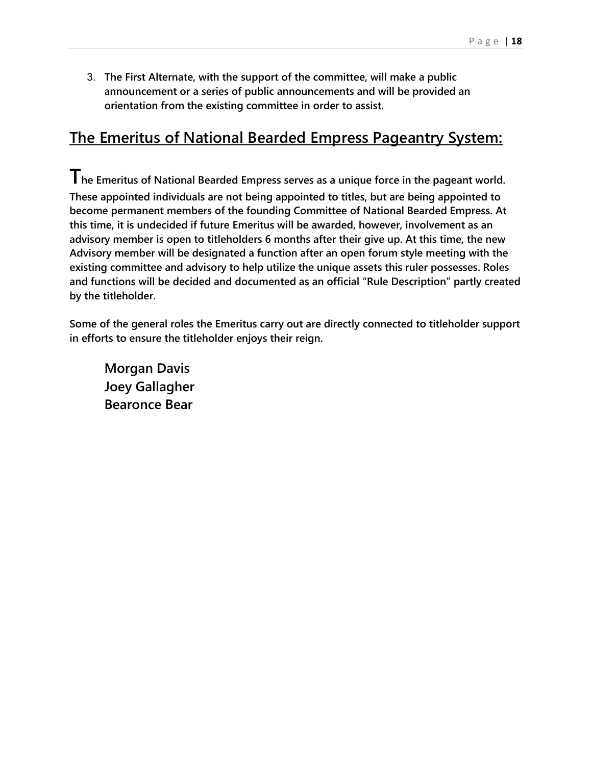3. **The First Alternate, with the support of the committee, will make a public announcement or a series of public announcements and will be provided an orientation from the existing committee in order to assist.**

## The Emeritus of National Bearded Empress Pageantry System:

**The Emeritus of National Bearded Empress serves as a unique force in the pageant world. These appointed individuals are not being appointed to titles, but are being appointed to become permanent members of the founding Committee of National Bearded Empress. At this time, it is undecided if future Emeritus will be awarded, however, involvement as an advisory member is open to titleholders 6 months after their give up. At this time, the new Advisory member will be designated a function after an open forum style meeting with the existing committee and advisory to help utilize the unique assets this ruler possesses. Roles and functions will be decided and documented as an official "Rule Description" partly created by the titleholder.**

**Some of the general roles the Emeritus carry out are directly connected to titleholder support in efforts to ensure the titleholder enjoys their reign.**

**Morgan Davis**
**Joey Gallagher**
**Bearonce Bear**